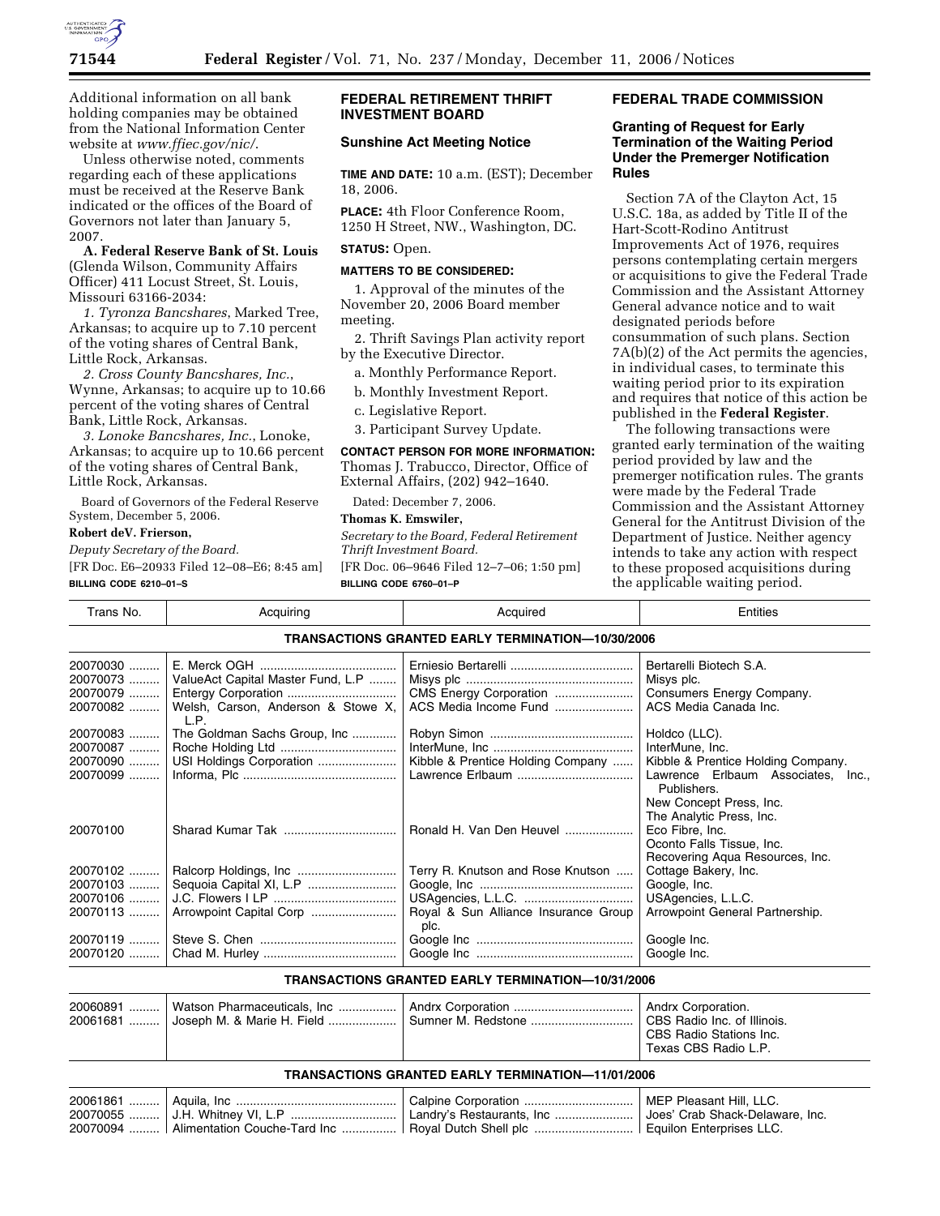Additional information on all bank holding companies may be obtained from the National Information Center website at *www.ffiec.gov/nic/*.

Unless otherwise noted, comments regarding each of these applications must be received at the Reserve Bank indicated or the offices of the Board of Governors not later than January 5, 2007.

**A. Federal Reserve Bank of St. Louis** (Glenda Wilson, Community Affairs Officer) 411 Locust Street, St. Louis, Missouri 63166-2034:

*1. Tyronza Bancshares*, Marked Tree, Arkansas; to acquire up to 7.10 percent of the voting shares of Central Bank, Little Rock, Arkansas.

*2. Cross County Bancshares, Inc.*, Wynne, Arkansas; to acquire up to 10.66 percent of the voting shares of Central Bank, Little Rock, Arkansas.

*3. Lonoke Bancshares, Inc.*, Lonoke, Arkansas; to acquire up to 10.66 percent of the voting shares of Central Bank, Little Rock, Arkansas.

Board of Governors of the Federal Reserve System, December 5, 2006.

**Robert deV. Frierson,**

*Deputy Secretary of the Board.*

[FR Doc. E6–20933 Filed 12–08–E6; 8:45 am]

**BILLING CODE 6210–01–S**

## FEDERAL RETIREMENT THRIFT INVESTMENT BOARD

### Sunshine Act Meeting Notice

**TIME AND DATE:** 10 a.m. (EST); December 18, 2006.

**PLACE:** 4th Floor Conference Room, 1250 H Street, NW., Washington, DC.

**STATUS:** Open.

**MATTERS TO BE CONSIDERED:**

1. Approval of the minutes of the November 20, 2006 Board member meeting.

2. Thrift Savings Plan activity report by the Executive Director.

a. Monthly Performance Report.

b. Monthly Investment Report.

c. Legislative Report.

3. Participant Survey Update.

**CONTACT PERSON FOR MORE INFORMATION:** Thomas J. Trabucco, Director, Office of External Affairs, (202) 942–1640.

Dated: December 7, 2006.

**Thomas K. Emswiler,**

*Secretary to the Board, Federal Retirement Thrift Investment Board.*

[FR Doc. 06–9646 Filed 12–7–06; 1:50 pm]

**BILLING CODE 6760–01–P**

## FEDERAL TRADE COMMISSION

### Granting of Request for Early Termination of the Waiting Period Under the Premerger Notification Rules

Section 7A of the Clayton Act, 15 U.S.C. 18a, as added by Title II of the Hart-Scott-Rodino Antitrust Improvements Act of 1976, requires persons contemplating certain mergers or acquisitions to give the Federal Trade Commission and the Assistant Attorney General advance notice and to wait designated periods before consummation of such plans. Section 7A(b)(2) of the Act permits the agencies, in individual cases, to terminate this waiting period prior to its expiration and requires that notice of this action be published in the **Federal Register**.

The following transactions were granted early termination of the waiting period provided by law and the premerger notification rules. The grants were made by the Federal Trade Commission and the Assistant Attorney General for the Antitrust Division of the Department of Justice. Neither agency intends to take any action with respect to these proposed acquisitions during the applicable waiting period.

| Trans No. | Acquiring | Acquired | Entities |
|---|---|---|---|
| **TRANSACTIONS GRANTED EARLY TERMINATION—10/30/2006** | | | |
| 20070030 | E. Merck OGH | Erniesio Bertarelli | Bertarelli Biotech S.A. |
| 20070073 | ValueAct Capital Master Fund, L.P | Misys plc | Misys plc. |
| 20070079 | Entergy Corporation | CMS Energy Corporation | Consumers Energy Company. |
| 20070082 | Welsh, Carson, Anderson & Stowe X, L.P. | ACS Media Income Fund | ACS Media Canada Inc. |
| 20070083 | The Goldman Sachs Group, Inc | Robyn Simon | Holdco (LLC). |
| 20070087 | Roche Holding Ltd | InterMune, Inc | InterMune, Inc. |
| 20070090 | USI Holdings Corporation | Kibble & Prentice Holding Company | Kibble & Prentice Holding Company. |
| 20070099 | Informa, Plc | Lawrence Erlbaum | Lawrence Erlbaum Associates, Inc., Publishers. |
| | | | New Concept Press, Inc. |
| | | | The Analytic Press, Inc. |
| 20070100 | Sharad Kumar Tak | Ronald H. Van Den Heuvel | Eco Fibre, Inc. |
| | | | Oconto Falls Tissue, Inc. |
| | | | Recovering Aqua Resources, Inc. |
| 20070102 | Ralcorp Holdings, Inc | Terry R. Knutson and Rose Knutson | Cottage Bakery, Inc. |
| 20070103 | Sequoia Capital XI, L.P | Google, Inc | Google, Inc. |
| 20070106 | J.C. Flowers I LP | USAgencies, L.L.C. | USAgencies, L.L.C. |
| 20070113 | Arrowpoint Capital Corp | Royal & Sun Alliance Insurance Group plc. | Arrowpoint General Partnership. |
| 20070119 | Steve S. Chen | Google Inc | Google Inc. |
| 20070120 | Chad M. Hurley | Google Inc | Google Inc. |
| **TRANSACTIONS GRANTED EARLY TERMINATION—10/31/2006** | | | |
| 20060891 | Watson Pharmaceuticals, Inc | Andrx Corporation | Andrx Corporation. |
| 20061681 | Joseph M. & Marie H. Field | Sumner M. Redstone | CBS Radio Inc. of Illinois. |
| | | | CBS Radio Stations Inc. |
| | | | Texas CBS Radio L.P. |
| **TRANSACTIONS GRANTED EARLY TERMINATION—11/01/2006** | | | |
| 20061861 | Aquila, Inc | Calpine Corporation | MEP Pleasant Hill, LLC. |
| 20070055 | J.H. Whitney VI, L.P | Landry's Restaurants, Inc | Joes' Crab Shack-Delaware, Inc. |
| 20070094 | Alimentation Couche-Tard Inc | Royal Dutch Shell plc | Equilon Enterprises LLC. |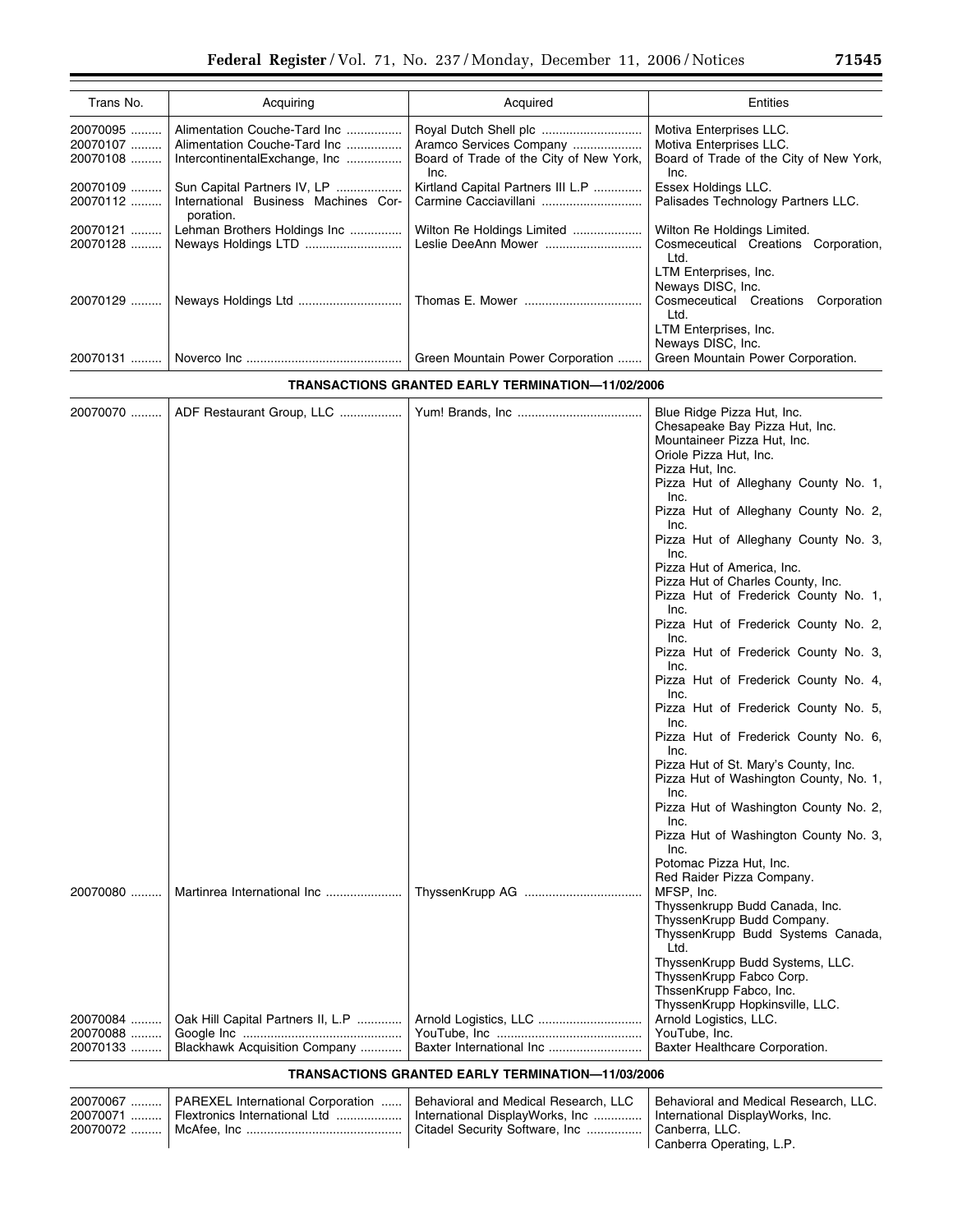| Trans No. | Acquiring | Acquired | Entities |
|---|---|---|---|
| 20070095 | Alimentation Couche-Tard Inc | Royal Dutch Shell plc | Motiva Enterprises LLC. |
| 20070107 | Alimentation Couche-Tard Inc | Aramco Services Company | Motiva Enterprises LLC. |
| 20070108 | IntercontinentalExchange, Inc | Board of Trade of the City of New York, Inc. | Board of Trade of the City of New York, Inc. |
| 20070109 | Sun Capital Partners IV, LP | Kirtland Capital Partners III L.P | Essex Holdings LLC. |
| 20070112 | International Business Machines Corporation. | Carmine Cacciavillani | Palisades Technology Partners LLC. |
| 20070121 | Lehman Brothers Holdings Inc | Wilton Re Holdings Limited | Wilton Re Holdings Limited. |
| 20070128 | Neways Holdings LTD | Leslie DeeAnn Mower | Cosmeceutical Creations Corporation, Ltd.<br>LTM Enterprises, Inc.<br>Neways DISC, Inc. |
| 20070129 | Neways Holdings Ltd | Thomas E. Mower | Cosmeceutical Creations Corporation Ltd.<br>LTM Enterprises, Inc.<br>Neways DISC, Inc. |
| 20070131 | Noverco Inc | Green Mountain Power Corporation | Green Mountain Power Corporation. |

**TRANSACTIONS GRANTED EARLY TERMINATION—11/02/2006**

| Trans No. | Acquiring | Acquired | Entities |
|---|---|---|---|
| 20070070 | ADF Restaurant Group, LLC | Yum! Brands, Inc | Blue Ridge Pizza Hut, Inc.<br>Chesapeake Bay Pizza Hut, Inc.<br>Mountaineer Pizza Hut, Inc.<br>Oriole Pizza Hut, Inc.<br>Pizza Hut, Inc.<br>Pizza Hut of Alleghany County No. 1, Inc.<br>Pizza Hut of Alleghany County No. 2, Inc.<br>Pizza Hut of Alleghany County No. 3, Inc.<br>Pizza Hut of America, Inc.<br>Pizza Hut of Charles County, Inc.<br>Pizza Hut of Frederick County No. 1, Inc.<br>Pizza Hut of Frederick County No. 2, Inc.<br>Pizza Hut of Frederick County No. 3, Inc.<br>Pizza Hut of Frederick County No. 4, Inc.<br>Pizza Hut of Frederick County No. 5, Inc.<br>Pizza Hut of Frederick County No. 6, Inc.<br>Pizza Hut of St. Mary's County, Inc.<br>Pizza Hut of Washington County, No. 1, Inc.<br>Pizza Hut of Washington County No. 2, Inc.<br>Pizza Hut of Washington County No. 3, Inc.<br>Potomac Pizza Hut, Inc.<br>Red Raider Pizza Company. |
| 20070080 | Martinrea International Inc | ThyssenKrupp AG | MFSP, Inc.<br>Thyssenkrupp Budd Canada, Inc.<br>ThyssenKrupp Budd Company.<br>ThyssenKrupp Budd Systems Canada, Ltd.<br>ThyssenKrupp Budd Systems, LLC.<br>ThyssenKrupp Fabco Corp.<br>ThssenKrupp Fabco, Inc.<br>ThyssenKrupp Hopkinsville, LLC. |
| 20070084 | Oak Hill Capital Partners II, L.P | Arnold Logistics, LLC | Arnold Logistics, LLC. |
| 20070088 | Google Inc | YouTube, Inc | YouTube, Inc. |
| 20070133 | Blackhawk Acquisition Company | Baxter International Inc | Baxter Healthcare Corporation. |

**TRANSACTIONS GRANTED EARLY TERMINATION—11/03/2006**

| Trans No. | Acquiring | Acquired | Entities |
|---|---|---|---|
| 20070067 | PAREXEL International Corporation | Behavioral and Medical Research, LLC | Behavioral and Medical Research, LLC. |
| 20070071 | Flextronics International Ltd | International DisplayWorks, Inc | International DisplayWorks, Inc. |
| 20070072 | McAfee, Inc | Citadel Security Software, Inc | Canberra, LLC.<br>Canberra Operating, L.P. |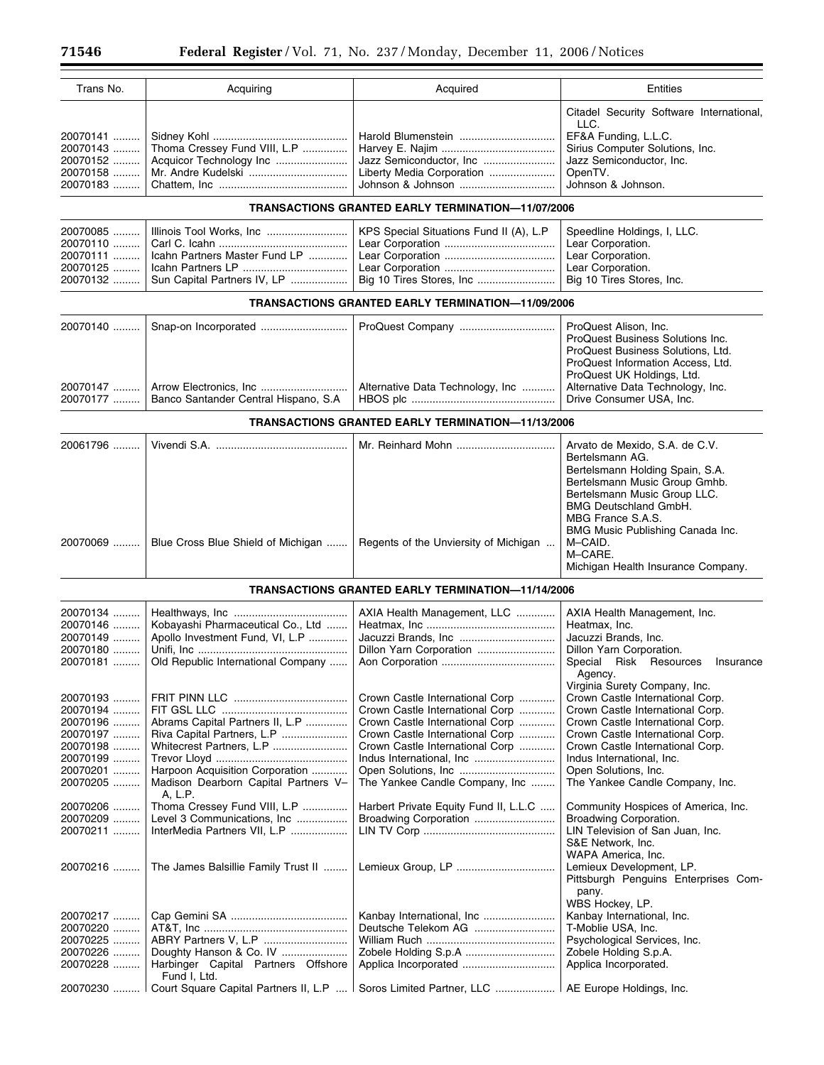| Trans No. | Acquiring | Acquired | Entities |
|---|---|---|---|
| | | | Citadel Security Software International, LLC. |
| 20070141 | Sidney Kohl | Harold Blumenstein | EF&A Funding, L.L.C. |
| 20070143 | Thoma Cressey Fund VIII, L.P | Harvey E. Najim | Sirius Computer Solutions, Inc. |
| 20070152 | Acquicor Technology Inc | Jazz Semiconductor, Inc | Jazz Semiconductor, Inc. |
| 20070158 | Mr. Andre Kudelski | Liberty Media Corporation | OpenTV. |
| 20070183 | Chattem, Inc | Johnson & Johnson | Johnson & Johnson. |
| **TRANSACTIONS GRANTED EARLY TERMINATION—11/07/2006** | | | |
| 20070085 | Illinois Tool Works, Inc | KPS Special Situations Fund II (A), L.P | Speedline Holdings, I, LLC. |
| 20070110 | Carl C. Icahn | Lear Corporation | Lear Corporation. |
| 20070111 | Icahn Partners Master Fund LP | Lear Corporation | Lear Corporation. |
| 20070125 | Icahn Partners LP | Lear Corporation | Lear Corporation. |
| 20070132 | Sun Capital Partners IV, LP | Big 10 Tires Stores, Inc | Big 10 Tires Stores, Inc. |
| **TRANSACTIONS GRANTED EARLY TERMINATION—11/09/2006** | | | |
| 20070140 | Snap-on Incorporated | ProQuest Company | ProQuest Alison, Inc.<br>ProQuest Business Solutions Inc.<br>ProQuest Business Solutions, Ltd.<br>ProQuest Information Access, Ltd.<br>ProQuest UK Holdings, Ltd. |
| 20070147 | Arrow Electronics, Inc | Alternative Data Technology, Inc | Alternative Data Technology, Inc. |
| 20070177 | Banco Santander Central Hispano, S.A | HBOS plc | Drive Consumer USA, Inc. |
| **TRANSACTIONS GRANTED EARLY TERMINATION—11/13/2006** | | | |
| 20061796 | Vivendi S.A. | Mr. Reinhard Mohn | Arvato de Mexido, S.A. de C.V.<br>Bertelsmann AG.<br>Bertelsmann Holding Spain, S.A.<br>Bertelsmann Music Group Gmhb.<br>Bertelsmann Music Group LLC.<br>BMG Deutschland GmbH.<br>MBG France S.A.S.<br>BMG Music Publishing Canada Inc. |
| 20070069 | Blue Cross Blue Shield of Michigan | Regents of the Unviersity of Michigan | M–CAID.<br>M–CARE.<br>Michigan Health Insurance Company. |
| **TRANSACTIONS GRANTED EARLY TERMINATION—11/14/2006** | | | |
| 20070134 | Healthways, Inc | AXIA Health Management, LLC | AXIA Health Management, Inc. |
| 20070146 | Kobayashi Pharmaceutical Co., Ltd | Heatmax, Inc | Heatmax, Inc. |
| 20070149 | Apollo Investment Fund, VI, L.P | Jacuzzi Brands, Inc | Jacuzzi Brands, Inc. |
| 20070180 | Unifi, Inc | Dillon Yarn Corporation | Dillon Yarn Corporation. |
| 20070181 | Old Republic International Company | Aon Corporation | Special Risk Resources Insurance Agency.<br>Virginia Surety Company, Inc. |
| 20070193 | FRIT PINN LLC | Crown Castle International Corp | Crown Castle International Corp. |
| 20070194 | FIT GSL LLC | Crown Castle International Corp | Crown Castle International Corp. |
| 20070196 | Abrams Capital Partners II, L.P | Crown Castle International Corp | Crown Castle International Corp. |
| 20070197 | Riva Capital Partners, L.P | Crown Castle International Corp | Crown Castle International Corp. |
| 20070198 | Whitecrest Partners, L.P | Crown Castle International Corp | Crown Castle International Corp. |
| 20070199 | Trevor Lloyd | Indus International, Inc | Indus International, Inc. |
| 20070201 | Harpoon Acquisition Corporation | Open Solutions, Inc | Open Solutions, Inc. |
| 20070205 | Madison Dearborn Capital Partners V–A, L.P. | The Yankee Candle Company, Inc | The Yankee Candle Company, Inc. |
| 20070206 | Thoma Cressey Fund VIII, L.P | Harbert Private Equity Fund II, L.L.C | Community Hospices of America, Inc. |
| 20070209 | Level 3 Communications, Inc | Broadwing Corporation | Broadwing Corporation. |
| 20070211 | InterMedia Partners VII, L.P | LIN TV Corp | LIN Television of San Juan, Inc.<br>S&E Network, Inc.<br>WAPA America, Inc. |
| 20070216 | The James Balsillie Family Trust II | Lemieux Group, LP | Lemieux Development, LP.<br>Pittsburgh Penguins Enterprises Company.<br>WBS Hockey, LP. |
| 20070217 | Cap Gemini SA | Kanbay International, Inc | Kanbay International, Inc. |
| 20070220 | AT&T, Inc | Deutsche Telekom AG | T-Moblie USA, Inc. |
| 20070225 | ABRY Partners V, L.P | William Ruch | Psychological Services, Inc. |
| 20070226 | Doughty Hanson & Co. IV | Zobele Holding S.p.A | Zobele Holding S.p.A. |
| 20070228 | Harbinger Capital Partners Offshore Fund I, Ltd. | Applica Incorporated | Applica Incorporated. |
| 20070230 | Court Square Capital Partners II, L.P | Soros Limited Partner, LLC | AE Europe Holdings, Inc. |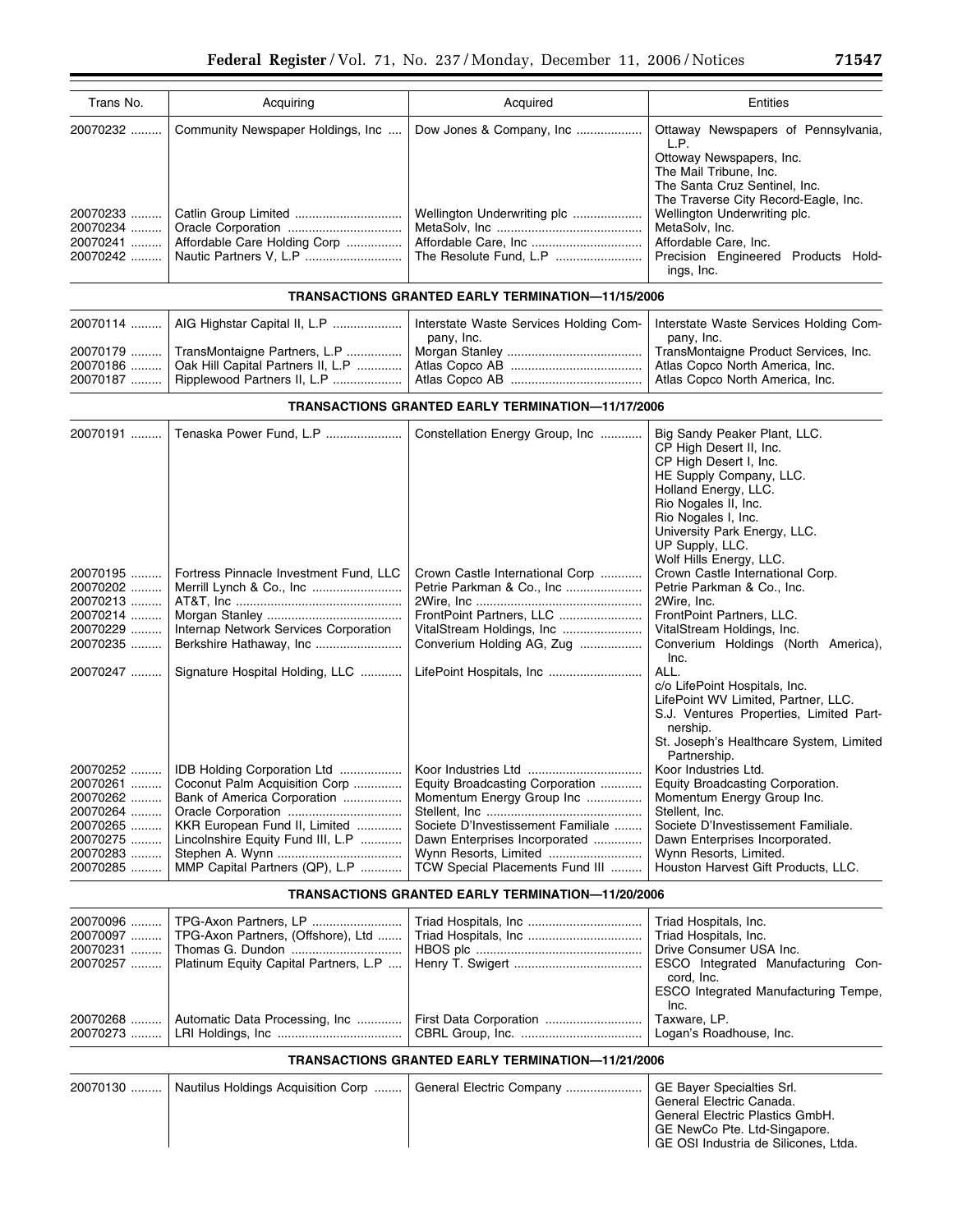| Trans No. | Acquiring | Acquired | Entities |
|---|---|---|---|
| 20070232 | Community Newspaper Holdings, Inc | Dow Jones & Company, Inc | Ottaway Newspapers of Pennsylvania, L.P. Ottoway Newspapers, Inc. The Mail Tribune, Inc. The Santa Cruz Sentinel, Inc. The Traverse City Record-Eagle, Inc. |
| 20070233 | Catlin Group Limited | Wellington Underwriting plc | Wellington Underwriting plc. |
| 20070234 | Oracle Corporation | MetaSolv, Inc | MetaSolv, Inc. |
| 20070241 | Affordable Care Holding Corp | Affordable Care, Inc | Affordable Care, Inc. |
| 20070242 | Nautic Partners V, L.P | The Resolute Fund, L.P | Precision Engineered Products Holdings, Inc. |
| **TRANSACTIONS GRANTED EARLY TERMINATION—11/15/2006** | | | |
| 20070114 | AIG Highstar Capital II, L.P | Interstate Waste Services Holding Company, Inc. | Interstate Waste Services Holding Company, Inc. |
| 20070179 | TransMontaigne Partners, L.P | Morgan Stanley | TransMontaigne Product Services, Inc. |
| 20070186 | Oak Hill Capital Partners II, L.P | Atlas Copco AB | Atlas Copco North America, Inc. |
| 20070187 | Ripplewood Partners II, L.P | Atlas Copco AB | Atlas Copco North America, Inc. |
| **TRANSACTIONS GRANTED EARLY TERMINATION—11/17/2006** | | | |
| 20070191 | Tenaska Power Fund, L.P | Constellation Energy Group, Inc | Big Sandy Peaker Plant, LLC. CP High Desert II, Inc. CP High Desert I, Inc. HE Supply Company, LLC. Holland Energy, LLC. Rio Nogales II, Inc. Rio Nogales I, Inc. University Park Energy, LLC. UP Supply, LLC. Wolf Hills Energy, LLC. |
| 20070195 | Fortress Pinnacle Investment Fund, LLC | Crown Castle International Corp | Crown Castle International Corp. |
| 20070202 | Merrill Lynch & Co., Inc | Petrie Parkman & Co., Inc | Petrie Parkman & Co., Inc. |
| 20070213 | AT&T, Inc | 2Wire, Inc | 2Wire, Inc. |
| 20070214 | Morgan Stanley | FrontPoint Partners, LLC | FrontPoint Partners, LLC. |
| 20070229 | Internap Network Services Corporation | VitalStream Holdings, Inc | VitalStream Holdings, Inc. |
| 20070235 | Berkshire Hathaway, Inc | Converium Holding AG, Zug | Converium Holdings (North America), Inc. |
| 20070247 | Signature Hospital Holding, LLC | LifePoint Hospitals, Inc | ALL. c/o LifePoint Hospitals, Inc. LifePoint WV Limited, Partner, LLC. S.J. Ventures Properties, Limited Partnership. St. Joseph's Healthcare System, Limited Partnership. |
| 20070252 | IDB Holding Corporation Ltd | Koor Industries Ltd | Koor Industries Ltd. |
| 20070261 | Coconut Palm Acquisition Corp | Equity Broadcasting Corporation | Equity Broadcasting Corporation. |
| 20070262 | Bank of America Corporation | Momentum Energy Group Inc | Momentum Energy Group Inc. |
| 20070264 | Oracle Corporation | Stellent, Inc | Stellent, Inc. |
| 20070265 | KKR European Fund II, Limited | Societe D'Investissement Familiale | Societe D'Investissement Familiale. |
| 20070275 | Lincolnshire Equity Fund III, L.P | Dawn Enterprises Incorporated | Dawn Enterprises Incorporated. |
| 20070283 | Stephen A. Wynn | Wynn Resorts, Limited | Wynn Resorts, Limited. |
| 20070285 | MMP Capital Partners (QP), L.P | TCW Special Placements Fund III | Houston Harvest Gift Products, LLC. |
| **TRANSACTIONS GRANTED EARLY TERMINATION—11/20/2006** | | | |
| 20070096 | TPG-Axon Partners, LP | Triad Hospitals, Inc | Triad Hospitals, Inc. |
| 20070097 | TPG-Axon Partners, (Offshore), Ltd | Triad Hospitals, Inc | Triad Hospitals, Inc. |
| 20070231 | Thomas G. Dundon | HBOS plc | Drive Consumer USA Inc. |
| 20070257 | Platinum Equity Capital Partners, L.P | Henry T. Swigert | ESCO Integrated Manufacturing Concord, Inc. ESCO Integrated Manufacturing Tempe, Inc. |
| 20070268 | Automatic Data Processing, Inc | First Data Corporation | Taxware, LP. |
| 20070273 | LRI Holdings, Inc | CBRL Group, Inc. | Logan's Roadhouse, Inc. |
| **TRANSACTIONS GRANTED EARLY TERMINATION—11/21/2006** | | | |
| 20070130 | Nautilus Holdings Acquisition Corp | General Electric Company | GE Bayer Specialties Srl. General Electric Canada. General Electric Plastics GmbH. GE NewCo Pte. Ltd-Singapore. GE OSI Industria de Silicones, Ltda. |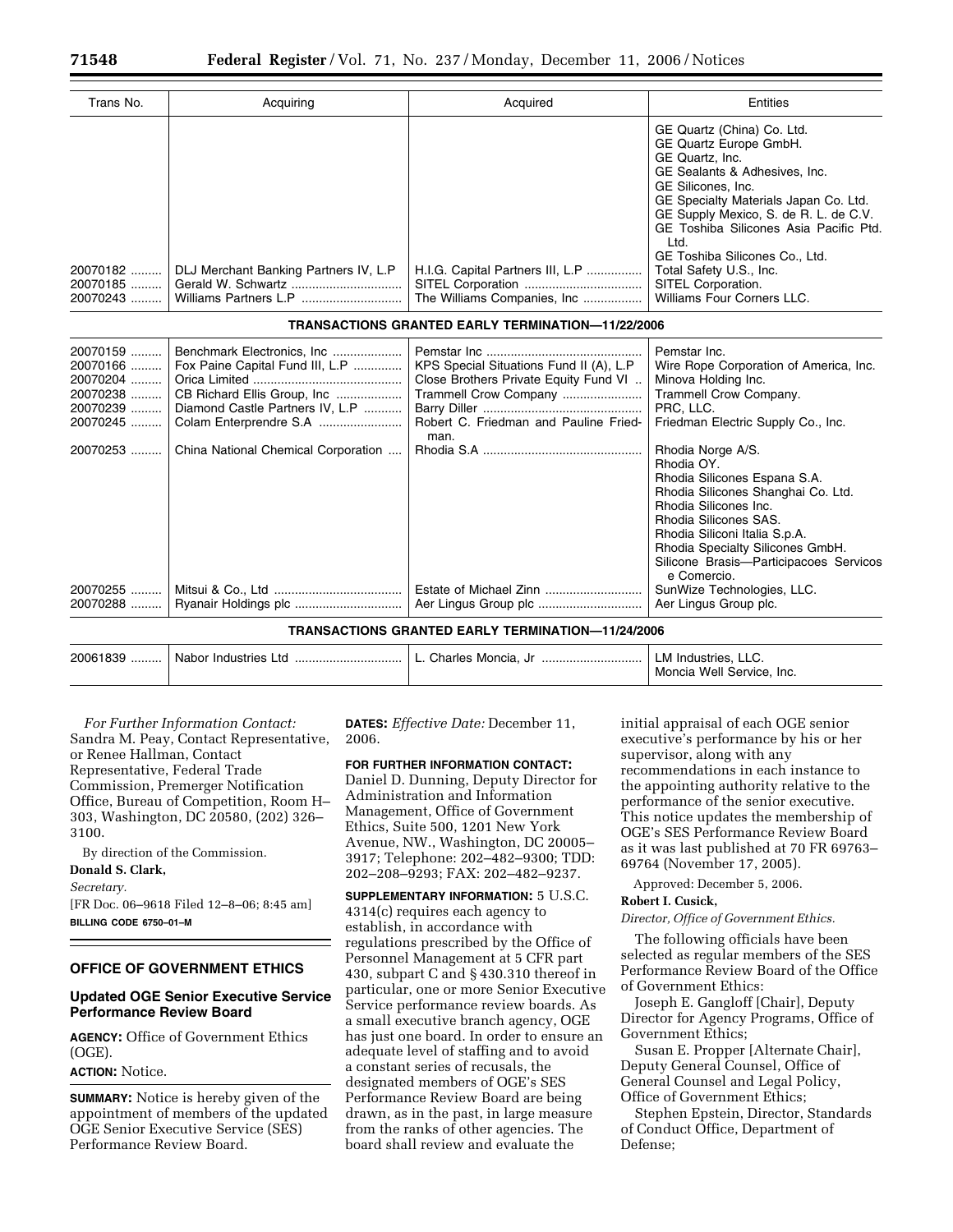| Trans No. | Acquiring | Acquired | Entities |
|---|---|---|---|
| | | | GE Quartz (China) Co. Ltd. |
| | | | GE Quartz Europe GmbH. |
| | | | GE Quartz, Inc. |
| | | | GE Sealants & Adhesives, Inc. |
| | | | GE Silicones, Inc. |
| | | | GE Specialty Materials Japan Co. Ltd. |
| | | | GE Supply Mexico, S. de R. L. de C.V. |
| | | | GE Toshiba Silicones Asia Pacific Ptd. Ltd. |
| | | | GE Toshiba Silicones Co., Ltd. |
| 20070182 | DLJ Merchant Banking Partners IV, L.P | H.I.G. Capital Partners III, L.P | Total Safety U.S., Inc. |
| 20070185 | Gerald W. Schwartz | SITEL Corporation | SITEL Corporation. |
| 20070243 | Williams Partners L.P | The Williams Companies, Inc | Williams Four Corners LLC. |
| **TRANSACTIONS GRANTED EARLY TERMINATION—11/22/2006** | | | |
| 20070159 | Benchmark Electronics, Inc | Pemstar Inc | Pemstar Inc. |
| 20070166 | Fox Paine Capital Fund III, L.P | KPS Special Situations Fund II (A), L.P | Wire Rope Corporation of America, Inc. |
| 20070204 | Orica Limited | Close Brothers Private Equity Fund VI | Minova Holding Inc. |
| 20070238 | CB Richard Ellis Group, Inc | Trammell Crow Company | Trammell Crow Company. |
| 20070239 | Diamond Castle Partners IV, L.P | Barry Diller | PRC, LLC. |
| 20070245 | Colam Enterprendre S.A | Robert C. Friedman and Pauline Friedman. | Friedman Electric Supply Co., Inc. |
| 20070253 | China National Chemical Corporation | Rhodia S.A | Rhodia Norge A/S. |
| | | | Rhodia OY. |
| | | | Rhodia Silicones Espana S.A. |
| | | | Rhodia Silicones Shanghai Co. Ltd. |
| | | | Rhodia Silicones Inc. |
| | | | Rhodia Silicones SAS. |
| | | | Rhodia Siliconi Italia S.p.A. |
| | | | Rhodia Specialty Silicones GmbH. |
| | | | Silicone Brasis—Participacoes Servicos e Comercio. |
| 20070255 | Mitsui & Co., Ltd | Estate of Michael Zinn | SunWize Technologies, LLC. |
| 20070288 | Ryanair Holdings plc | Aer Lingus Group plc | Aer Lingus Group plc. |
| **TRANSACTIONS GRANTED EARLY TERMINATION—11/24/2006** | | | |
| 20061839 | Nabor Industries Ltd | L. Charles Moncia, Jr | LM Industries, LLC. |
| | | | Moncia Well Service, Inc. |

*For Further Information Contact:* Sandra M. Peay, Contact Representative, or Renee Hallman, Contact Representative, Federal Trade Commission, Premerger Notification Office, Bureau of Competition, Room H–303, Washington, DC 20580, (202) 326–3100.

By direction of the Commission.

**Donald S. Clark,**

*Secretary.*

[FR Doc. 06–9618 Filed 12–8–06; 8:45 am]

**BILLING CODE 6750–01–M**

## OFFICE OF GOVERNMENT ETHICS

### Updated OGE Senior Executive Service Performance Review Board

**AGENCY:** Office of Government Ethics (OGE).

**ACTION:** Notice.

**SUMMARY:** Notice is hereby given of the appointment of members of the updated OGE Senior Executive Service (SES) Performance Review Board.

**DATES:** *Effective Date:* December 11, 2006.

**FOR FURTHER INFORMATION CONTACT:** Daniel D. Dunning, Deputy Director for Administration and Information Management, Office of Government Ethics, Suite 500, 1201 New York Avenue, NW., Washington, DC 20005–3917; Telephone: 202–482–9300; TDD: 202–208–9293; FAX: 202–482–9237.

**SUPPLEMENTARY INFORMATION:** 5 U.S.C. 4314(c) requires each agency to establish, in accordance with regulations prescribed by the Office of Personnel Management at 5 CFR part 430, subpart C and § 430.310 thereof in particular, one or more Senior Executive Service performance review boards. As a small executive branch agency, OGE has just one board. In order to ensure an adequate level of staffing and to avoid a constant series of recusals, the designated members of OGE's SES Performance Review Board are being drawn, as in the past, in large measure from the ranks of other agencies. The board shall review and evaluate the initial appraisal of each OGE senior executive's performance by his or her supervisor, along with any recommendations in each instance to the appointing authority relative to the performance of the senior executive. This notice updates the membership of OGE's SES Performance Review Board as it was last published at 70 FR 69763–69764 (November 17, 2005).

Approved: December 5, 2006.

**Robert I. Cusick,**

*Director, Office of Government Ethics.*

The following officials have been selected as regular members of the SES Performance Review Board of the Office of Government Ethics:

Joseph E. Gangloff [Chair], Deputy Director for Agency Programs, Office of Government Ethics;

Susan E. Propper [Alternate Chair], Deputy General Counsel, Office of General Counsel and Legal Policy, Office of Government Ethics;

Stephen Epstein, Director, Standards of Conduct Office, Department of Defense;